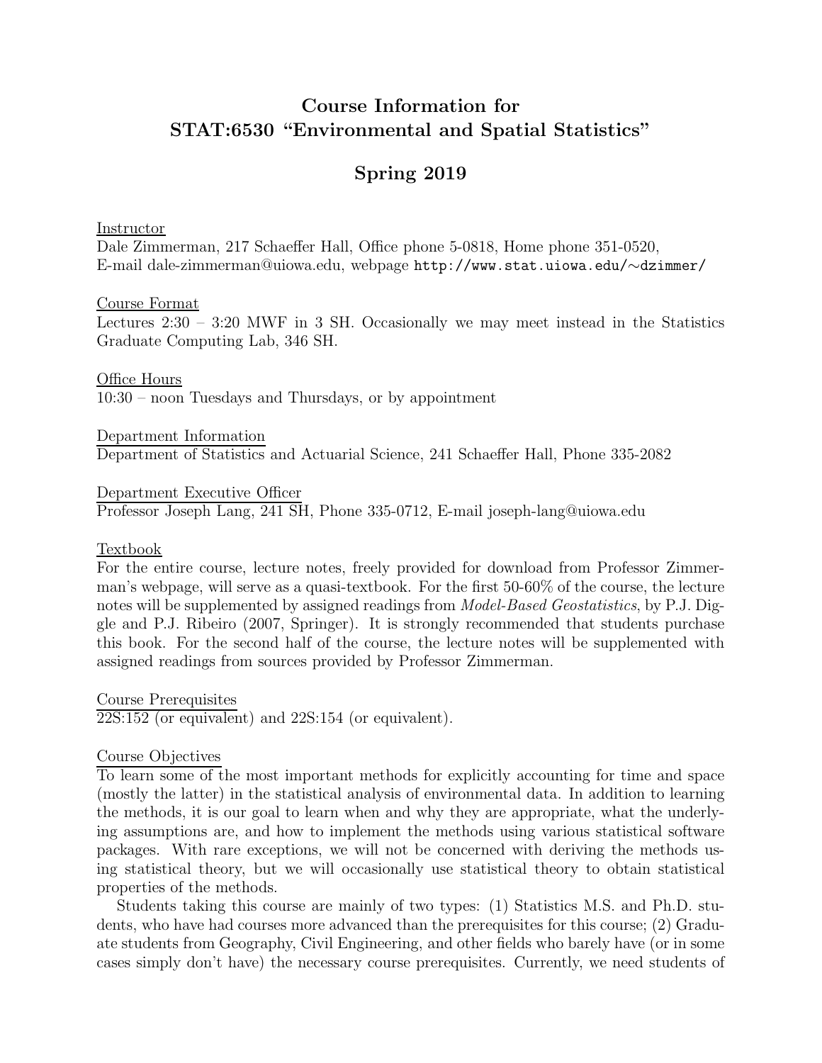# Course Information for STAT:6530 "Environmental and Spatial Statistics"

## Spring 2019

Instructor
Dale Zimmerman, 217 Schaeffer Hall, Office phone 5-0818, Home phone 351-0520,
E-mail dale-zimmerman@uiowa.edu, webpage http://www.stat.uiowa.edu/∼dzimmer/

Course Format
Lectures 2:30 – 3:20 MWF in 3 SH. Occasionally we may meet instead in the Statistics Graduate Computing Lab, 346 SH.

Office Hours
10:30 – noon Tuesdays and Thursdays, or by appointment

Department Information
Department of Statistics and Actuarial Science, 241 Schaeffer Hall, Phone 335-2082

Department Executive Officer
Professor Joseph Lang, 241 SH, Phone 335-0712, E-mail joseph-lang@uiowa.edu

Textbook
For the entire course, lecture notes, freely provided for download from Professor Zimmerman's webpage, will serve as a quasi-textbook. For the first 50-60% of the course, the lecture notes will be supplemented by assigned readings from *Model-Based Geostatistics*, by P.J. Diggle and P.J. Ribeiro (2007, Springer). It is strongly recommended that students purchase this book. For the second half of the course, the lecture notes will be supplemented with assigned readings from sources provided by Professor Zimmerman.

Course Prerequisites
22S:152 (or equivalent) and 22S:154 (or equivalent).

Course Objectives
To learn some of the most important methods for explicitly accounting for time and space (mostly the latter) in the statistical analysis of environmental data. In addition to learning the methods, it is our goal to learn when and why they are appropriate, what the underlying assumptions are, and how to implement the methods using various statistical software packages. With rare exceptions, we will not be concerned with deriving the methods using statistical theory, but we will occasionally use statistical theory to obtain statistical properties of the methods.

Students taking this course are mainly of two types: (1) Statistics M.S. and Ph.D. students, who have had courses more advanced than the prerequisites for this course; (2) Graduate students from Geography, Civil Engineering, and other fields who barely have (or in some cases simply don't have) the necessary course prerequisites. Currently, we need students of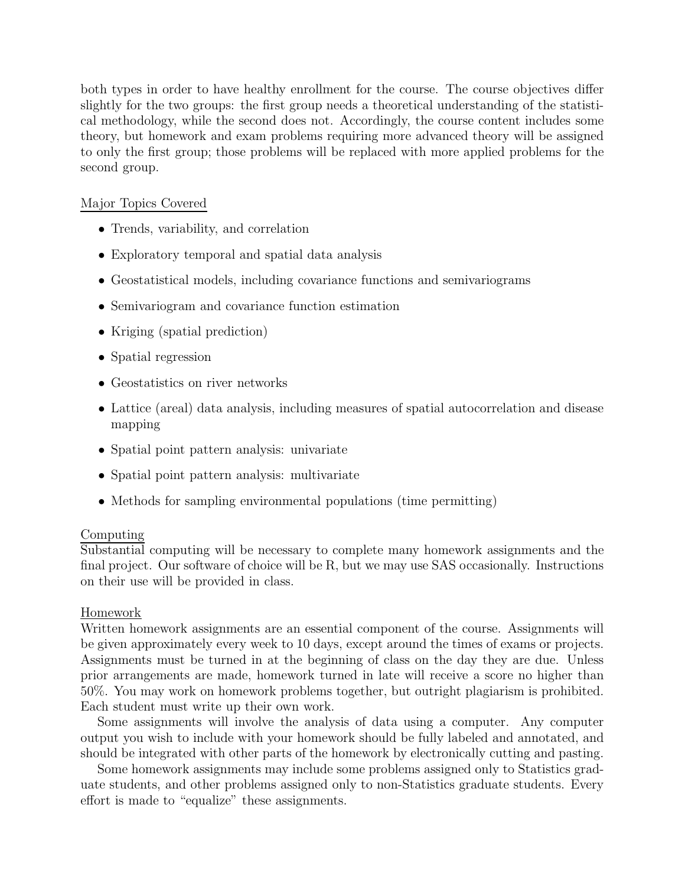both types in order to have healthy enrollment for the course. The course objectives differ slightly for the two groups: the first group needs a theoretical understanding of the statistical methodology, while the second does not. Accordingly, the course content includes some theory, but homework and exam problems requiring more advanced theory will be assigned to only the first group; those problems will be replaced with more applied problems for the second group.

## Major Topics Covered

- Trends, variability, and correlation
- Exploratory temporal and spatial data analysis
- Geostatistical models, including covariance functions and semivariograms
- Semivariogram and covariance function estimation
- Kriging (spatial prediction)
- Spatial regression
- Geostatistics on river networks
- Lattice (areal) data analysis, including measures of spatial autocorrelation and disease mapping
- Spatial point pattern analysis: univariate
- Spatial point pattern analysis: multivariate
- Methods for sampling environmental populations (time permitting)

## Computing

Substantial computing will be necessary to complete many homework assignments and the final project. Our software of choice will be R, but we may use SAS occasionally. Instructions on their use will be provided in class.

## Homework

Written homework assignments are an essential component of the course. Assignments will be given approximately every week to 10 days, except around the times of exams or projects. Assignments must be turned in at the beginning of class on the day they are due. Unless prior arrangements are made, homework turned in late will receive a score no higher than 50%. You may work on homework problems together, but outright plagiarism is prohibited. Each student must write up their own work.

Some assignments will involve the analysis of data using a computer. Any computer output you wish to include with your homework should be fully labeled and annotated, and should be integrated with other parts of the homework by electronically cutting and pasting.

Some homework assignments may include some problems assigned only to Statistics graduate students, and other problems assigned only to non-Statistics graduate students. Every effort is made to "equalize" these assignments.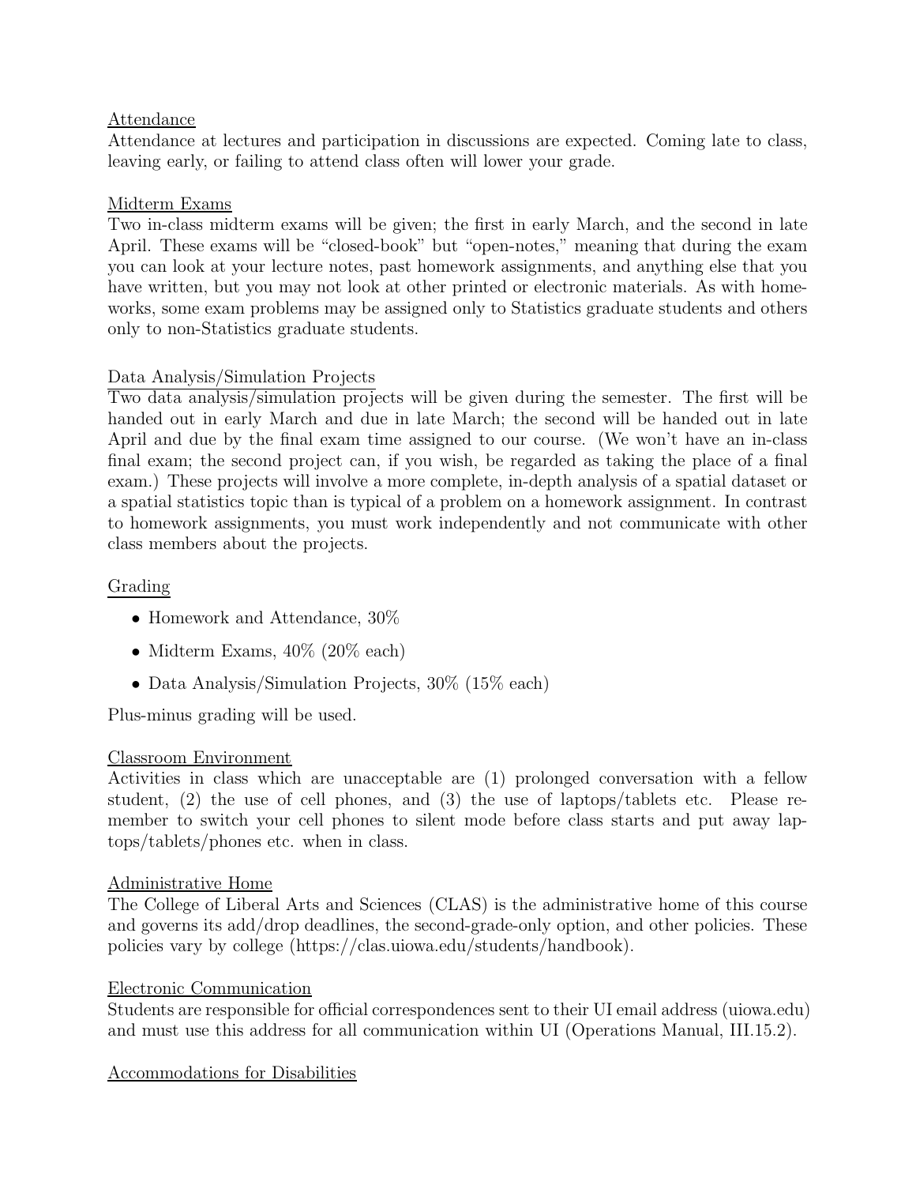## Attendance

Attendance at lectures and participation in discussions are expected. Coming late to class, leaving early, or failing to attend class often will lower your grade.

## Midterm Exams

Two in-class midterm exams will be given; the first in early March, and the second in late April. These exams will be "closed-book" but "open-notes," meaning that during the exam you can look at your lecture notes, past homework assignments, and anything else that you have written, but you may not look at other printed or electronic materials. As with homeworks, some exam problems may be assigned only to Statistics graduate students and others only to non-Statistics graduate students.

## Data Analysis/Simulation Projects

Two data analysis/simulation projects will be given during the semester. The first will be handed out in early March and due in late March; the second will be handed out in late April and due by the final exam time assigned to our course. (We won't have an in-class final exam; the second project can, if you wish, be regarded as taking the place of a final exam.) These projects will involve a more complete, in-depth analysis of a spatial dataset or a spatial statistics topic than is typical of a problem on a homework assignment. In contrast to homework assignments, you must work independently and not communicate with other class members about the projects.

## Grading

- Homework and Attendance, 30%
- Midterm Exams, 40% (20% each)
- Data Analysis/Simulation Projects, 30% (15% each)

Plus-minus grading will be used.

## Classroom Environment

Activities in class which are unacceptable are (1) prolonged conversation with a fellow student, (2) the use of cell phones, and (3) the use of laptops/tablets etc. Please remember to switch your cell phones to silent mode before class starts and put away laptops/tablets/phones etc. when in class.

## Administrative Home

The College of Liberal Arts and Sciences (CLAS) is the administrative home of this course and governs its add/drop deadlines, the second-grade-only option, and other policies. These policies vary by college (https://clas.uiowa.edu/students/handbook).

## Electronic Communication

Students are responsible for official correspondences sent to their UI email address (uiowa.edu) and must use this address for all communication within UI (Operations Manual, III.15.2).

## Accommodations for Disabilities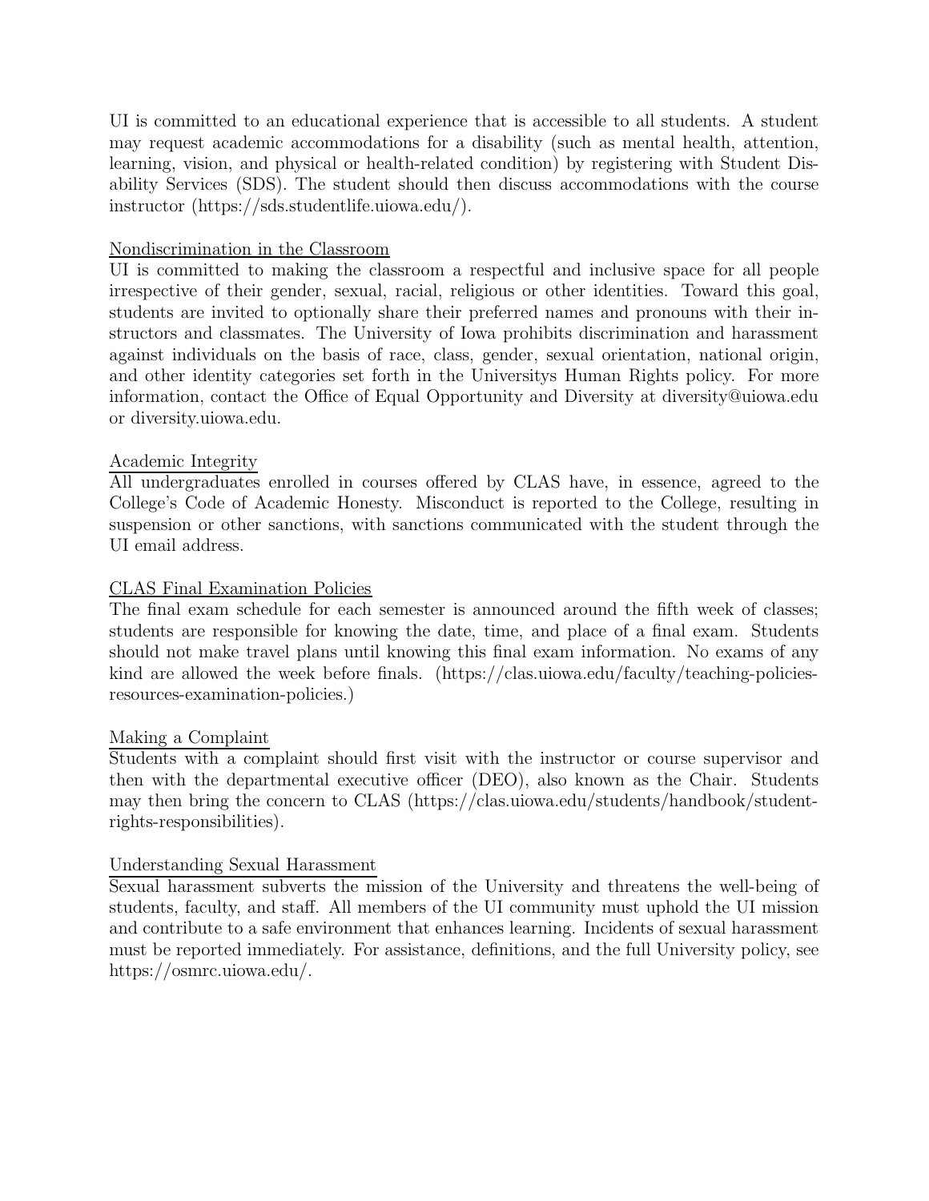UI is committed to an educational experience that is accessible to all students. A student may request academic accommodations for a disability (such as mental health, attention, learning, vision, and physical or health-related condition) by registering with Student Disability Services (SDS). The student should then discuss accommodations with the course instructor (https://sds.studentlife.uiowa.edu/).

### Nondiscrimination in the Classroom

UI is committed to making the classroom a respectful and inclusive space for all people irrespective of their gender, sexual, racial, religious or other identities. Toward this goal, students are invited to optionally share their preferred names and pronouns with their instructors and classmates. The University of Iowa prohibits discrimination and harassment against individuals on the basis of race, class, gender, sexual orientation, national origin, and other identity categories set forth in the Universitys Human Rights policy. For more information, contact the Office of Equal Opportunity and Diversity at diversity@uiowa.edu or diversity.uiowa.edu.

### Academic Integrity

All undergraduates enrolled in courses offered by CLAS have, in essence, agreed to the College's Code of Academic Honesty. Misconduct is reported to the College, resulting in suspension or other sanctions, with sanctions communicated with the student through the UI email address.

### CLAS Final Examination Policies

The final exam schedule for each semester is announced around the fifth week of classes; students are responsible for knowing the date, time, and place of a final exam. Students should not make travel plans until knowing this final exam information. No exams of any kind are allowed the week before finals. (https://clas.uiowa.edu/faculty/teaching-policies-resources-examination-policies.)

### Making a Complaint

Students with a complaint should first visit with the instructor or course supervisor and then with the departmental executive officer (DEO), also known as the Chair. Students may then bring the concern to CLAS (https://clas.uiowa.edu/students/handbook/student-rights-responsibilities).

### Understanding Sexual Harassment

Sexual harassment subverts the mission of the University and threatens the well-being of students, faculty, and staff. All members of the UI community must uphold the UI mission and contribute to a safe environment that enhances learning. Incidents of sexual harassment must be reported immediately. For assistance, definitions, and the full University policy, see https://osmrc.uiowa.edu/.